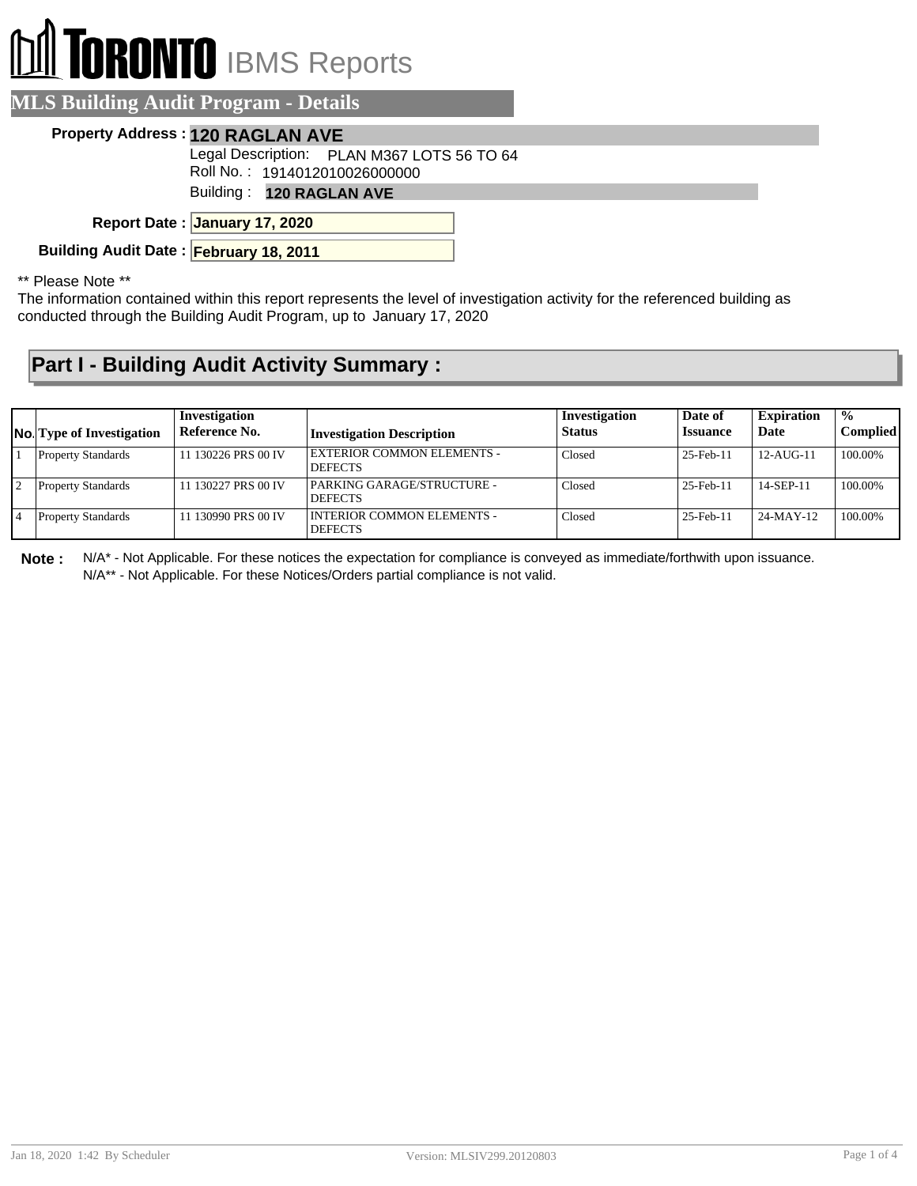# TORONTO IBMS Reports

## MLS Building Audit Program - Details

**Property Address :** **120 RAGLAN AVE**

Legal Description: PLAN M367 LOTS 56 TO 64

Roll No. : 1914012010026000000

Building : **120 RAGLAN AVE**

**Report Date :** **January 17, 2020**

**Building Audit Date :** **February 18, 2011**

** Please Note **

The information contained within this report represents the level of investigation activity for the referenced building as conducted through the Building Audit Program, up to January 17, 2020

## Part I - Building Audit Activity Summary :

| No. | Type of Investigation | Investigation Reference No. | Investigation Description | Investigation Status | Date of Issuance | Expiration Date | % Complied |
|---|---|---|---|---|---|---|---|
| 1 | Property Standards | 11 130226 PRS 00 IV | EXTERIOR COMMON ELEMENTS - DEFECTS | Closed | 25-Feb-11 | 12-AUG-11 | 100.00% |
| 2 | Property Standards | 11 130227 PRS 00 IV | PARKING GARAGE/STRUCTURE - DEFECTS | Closed | 25-Feb-11 | 14-SEP-11 | 100.00% |
| 4 | Property Standards | 11 130990 PRS 00 IV | INTERIOR COMMON ELEMENTS - DEFECTS | Closed | 25-Feb-11 | 24-MAY-12 | 100.00% |

**Note :** N/A* - Not Applicable. For these notices the expectation for compliance is conveyed as immediate/forthwith upon issuance.
N/A** - Not Applicable. For these Notices/Orders partial compliance is not valid.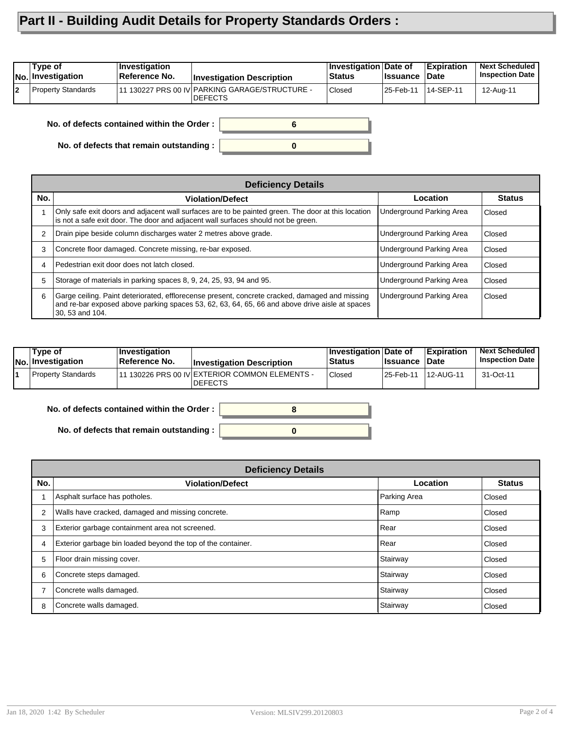# Part II - Building Audit Details for Property Standards Orders :

| No. | Type of Investigation | Investigation Reference No. | Investigation Description | Investigation Status | Date of Issuance | Expiration Date | Next Scheduled Inspection Date |
|---|---|---|---|---|---|---|---|
| 2 | Property Standards | 11 130227 PRS 00 IV | PARKING GARAGE/STRUCTURE - DEFECTS | Closed | 25-Feb-11 | 14-SEP-11 | 12-Aug-11 |

**No. of defects contained within the Order :** 6

**No. of defects that remain outstanding :** 0

**Deficiency Details**

| No. | Violation/Defect | Location | Status |
|---|---|---|---|
| 1 | Only safe exit doors and adjacent wall surfaces are to be painted green. The door at this location is not a safe exit door. The door and adjacent wall surfaces should not be green. | Underground Parking Area | Closed |
| 2 | Drain pipe beside column discharges water 2 metres above grade. | Underground Parking Area | Closed |
| 3 | Concrete floor damaged. Concrete missing, re-bar exposed. | Underground Parking Area | Closed |
| 4 | Pedestrian exit door does not latch closed. | Underground Parking Area | Closed |
| 5 | Storage of materials in parking spaces 8, 9, 24, 25, 93, 94 and 95. | Underground Parking Area | Closed |
| 6 | Garge ceiling. Paint deteriorated, efflorecense present, concrete cracked, damaged and missing and re-bar exposed above parking spaces 53, 62, 63, 64, 65, 66 and above drive aisle at spaces 30, 53 and 104. | Underground Parking Area | Closed |

| No. | Type of Investigation | Investigation Reference No. | Investigation Description | Investigation Status | Date of Issuance | Expiration Date | Next Scheduled Inspection Date |
|---|---|---|---|---|---|---|---|
| 1 | Property Standards | 11 130226 PRS 00 IV | EXTERIOR COMMON ELEMENTS - DEFECTS | Closed | 25-Feb-11 | 12-AUG-11 | 31-Oct-11 |

**No. of defects contained within the Order :** 8

**No. of defects that remain outstanding :** 0

**Deficiency Details**

| No. | Violation/Defect | Location | Status |
|---|---|---|---|
| 1 | Asphalt surface has potholes. | Parking Area | Closed |
| 2 | Walls have cracked, damaged and missing concrete. | Ramp | Closed |
| 3 | Exterior garbage containment area not screened. | Rear | Closed |
| 4 | Exterior garbage bin loaded beyond the top of the container. | Rear | Closed |
| 5 | Floor drain missing cover. | Stairway | Closed |
| 6 | Concrete steps damaged. | Stairway | Closed |
| 7 | Concrete walls damaged. | Stairway | Closed |
| 8 | Concrete walls damaged. | Stairway | Closed |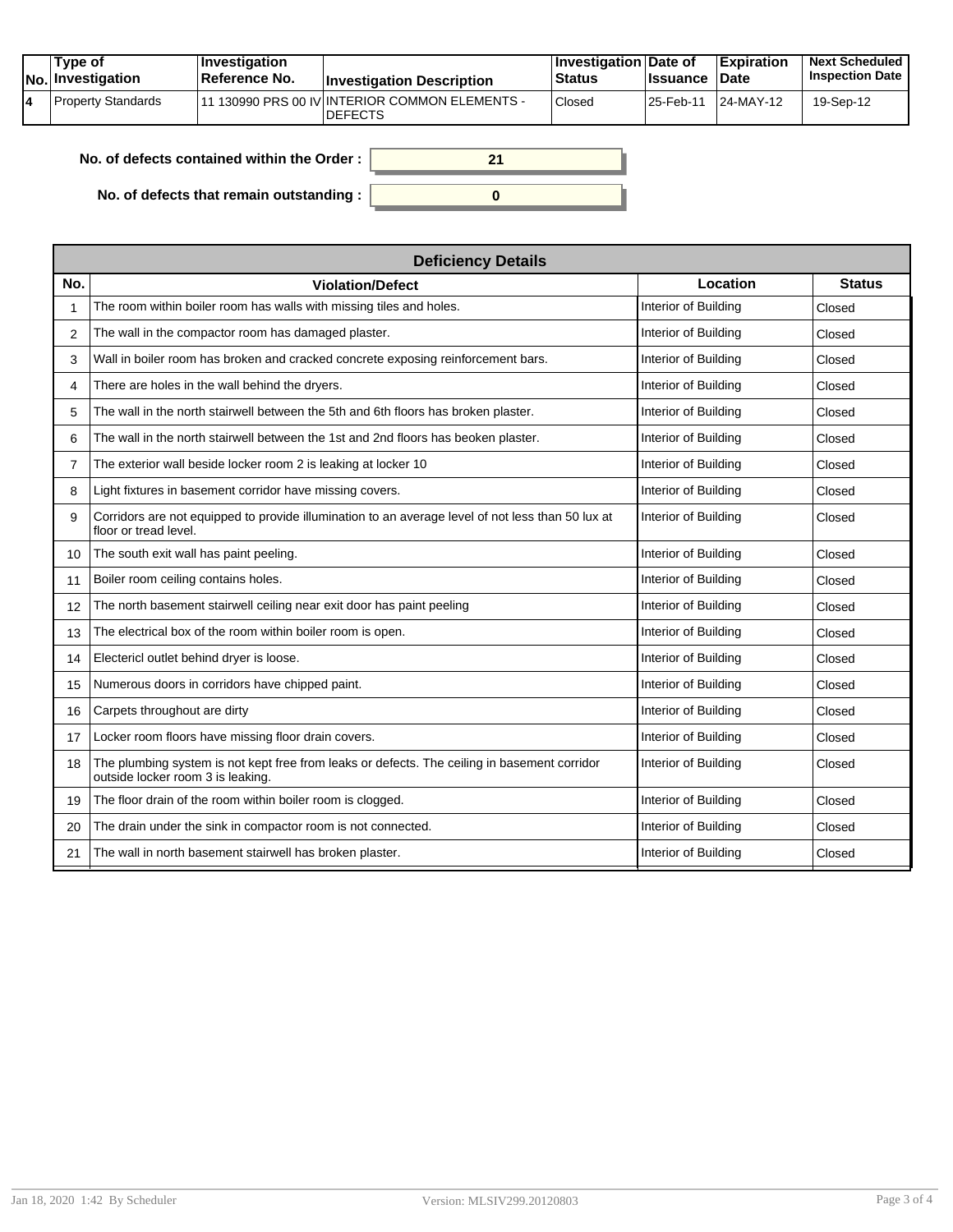| No. | Type of Investigation | Investigation Reference No. | Investigation Description | Investigation Status | Date of Issuance | Expiration Date | Next Scheduled Inspection Date |
|---|---|---|---|---|---|---|---|
| 4 | Property Standards | 11 130990 PRS 00 IV | INTERIOR COMMON ELEMENTS - DEFECTS | Closed | 25-Feb-11 | 24-MAY-12 | 19-Sep-12 |

**No. of defects contained within the Order :** 21

**No. of defects that remain outstanding :** 0

| Deficiency Details | | | |
|---|---|---|---|
| **No.** | **Violation/Defect** | **Location** | **Status** |
| 1 | The room within boiler room has walls with missing tiles and holes. | Interior of Building | Closed |
| 2 | The wall in the compactor room has damaged plaster. | Interior of Building | Closed |
| 3 | Wall in boiler room has broken and cracked concrete exposing reinforcement bars. | Interior of Building | Closed |
| 4 | There are holes in the wall behind the dryers. | Interior of Building | Closed |
| 5 | The wall in the north stairwell between the 5th and 6th floors has broken plaster. | Interior of Building | Closed |
| 6 | The wall in the north stairwell between the 1st and 2nd floors has beoken plaster. | Interior of Building | Closed |
| 7 | The exterior wall beside locker room 2 is leaking at locker 10 | Interior of Building | Closed |
| 8 | Light fixtures in basement corridor have missing covers. | Interior of Building | Closed |
| 9 | Corridors are not equipped to provide illumination to an average level of not less than 50 lux at floor or tread level. | Interior of Building | Closed |
| 10 | The south exit wall has paint peeling. | Interior of Building | Closed |
| 11 | Boiler room ceiling contains holes. | Interior of Building | Closed |
| 12 | The north basement stairwell ceiling near exit door has paint peeling | Interior of Building | Closed |
| 13 | The electrical box of the room within boiler room is open. | Interior of Building | Closed |
| 14 | Electericl outlet behind dryer is loose. | Interior of Building | Closed |
| 15 | Numerous doors in corridors have chipped paint. | Interior of Building | Closed |
| 16 | Carpets throughout are dirty | Interior of Building | Closed |
| 17 | Locker room floors have missing floor drain covers. | Interior of Building | Closed |
| 18 | The plumbing system is not kept free from leaks or defects. The ceiling in basement corridor outside locker room 3 is leaking. | Interior of Building | Closed |
| 19 | The floor drain of the room within boiler room is clogged. | Interior of Building | Closed |
| 20 | The drain under the sink in compactor room is not connected. | Interior of Building | Closed |
| 21 | The wall in north basement stairwell has broken plaster. | Interior of Building | Closed |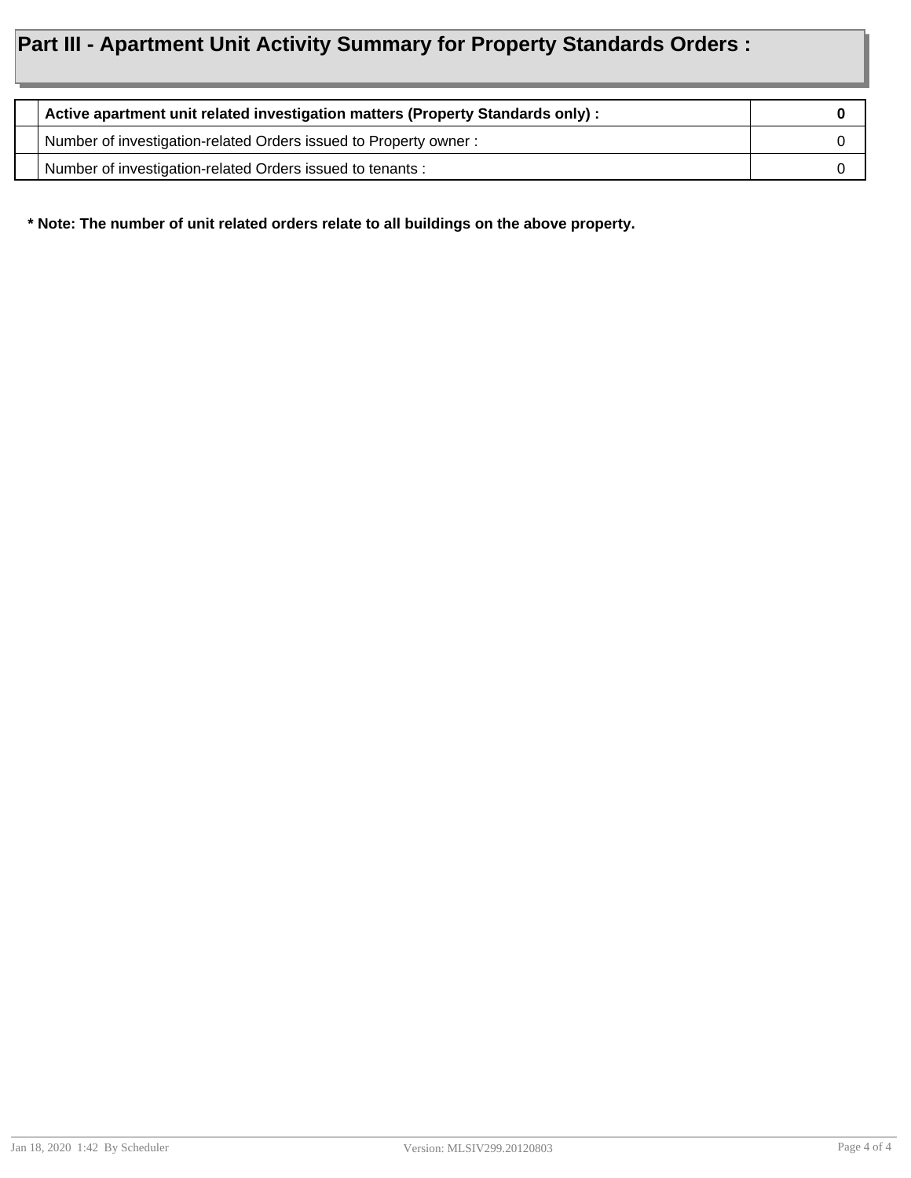## Part III - Apartment Unit Activity Summary for Property Standards Orders :

| | | |
|---|---|---|
| | **Active apartment unit related investigation matters (Property Standards only) :** | **0** |
| | Number of investigation-related Orders issued to Property owner : | 0 |
| | Number of investigation-related Orders issued to tenants : | 0 |

**\* Note: The number of unit related orders relate to all buildings on the above property.**

Jan 18, 2020 1:42 By Scheduler

Version: MLSIV299.20120803